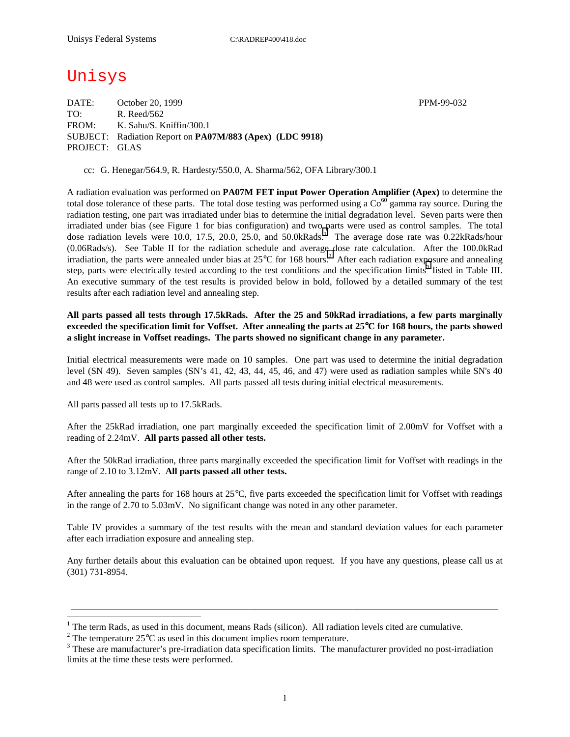Unisys Federal Systems C:\RADREP400\418.doc

# Unisys

DATE: October 20, 1999 PPM-99-032
TO: R. Reed/562
FROM: K. Sahu/S. Kniffin/300.1
SUBJECT: Radiation Report on **PA07M/883 (Apex) (LDC 9918)**
PROJECT: GLAS

cc: G. Henegar/564.9, R. Hardesty/550.0, A. Sharma/562, OFA Library/300.1

A radiation evaluation was performed on **PA07M FET input Power Operation Amplifier (Apex)** to determine the total dose tolerance of these parts. The total dose testing was performed using a $Co^{60}$ gamma ray source. During the radiation testing, one part was irradiated under bias to determine the initial degradation level. Seven parts were then irradiated under bias (see Figure 1 for bias configuration) and two parts were used as control samples. The total dose radiation levels were 10.0, 17.5, 20.0, 25.0, and 50.0kRads.[1] The average dose rate was 0.22kRads/hour (0.06Rads/s). See Table II for the radiation schedule and average dose rate calculation. After the 100.0kRad irradiation, the parts were annealed under bias at 25°C for 168 hours.[2] After each radiation exposure and annealing step, parts were electrically tested according to the test conditions and the specification limits[3] listed in Table III. An executive summary of the test results is provided below in bold, followed by a detailed summary of the test results after each radiation level and annealing step.

**All parts passed all tests through 17.5kRads. After the 25 and 50kRad irradiations, a few parts marginally exceeded the specification limit for Voffset. After annealing the parts at 25°C for 168 hours, the parts showed a slight increase in Voffset readings. The parts showed no significant change in any parameter.**

Initial electrical measurements were made on 10 samples. One part was used to determine the initial degradation level (SN 49). Seven samples (SN's 41, 42, 43, 44, 45, 46, and 47) were used as radiation samples while SN's 40 and 48 were used as control samples. All parts passed all tests during initial electrical measurements.

All parts passed all tests up to 17.5kRads.

After the 25kRad irradiation, one part marginally exceeded the specification limit of 2.00mV for Voffset with a reading of 2.24mV. **All parts passed all other tests.**

After the 50kRad irradiation, three parts marginally exceeded the specification limit for Voffset with readings in the range of 2.10 to 3.12mV. **All parts passed all other tests.**

After annealing the parts for 168 hours at 25°C, five parts exceeded the specification limit for Voffset with readings in the range of 2.70 to 5.03mV. No significant change was noted in any other parameter.

Table IV provides a summary of the test results with the mean and standard deviation values for each parameter after each irradiation exposure and annealing step.

Any further details about this evaluation can be obtained upon request. If you have any questions, please call us at (301) 731-8954.

---

[1] The term Rads, as used in this document, means Rads (silicon). All radiation levels cited are cumulative.

[2] The temperature 25°C as used in this document implies room temperature.

[3] These are manufacturer's pre-irradiation data specification limits. The manufacturer provided no post-irradiation limits at the time these tests were performed.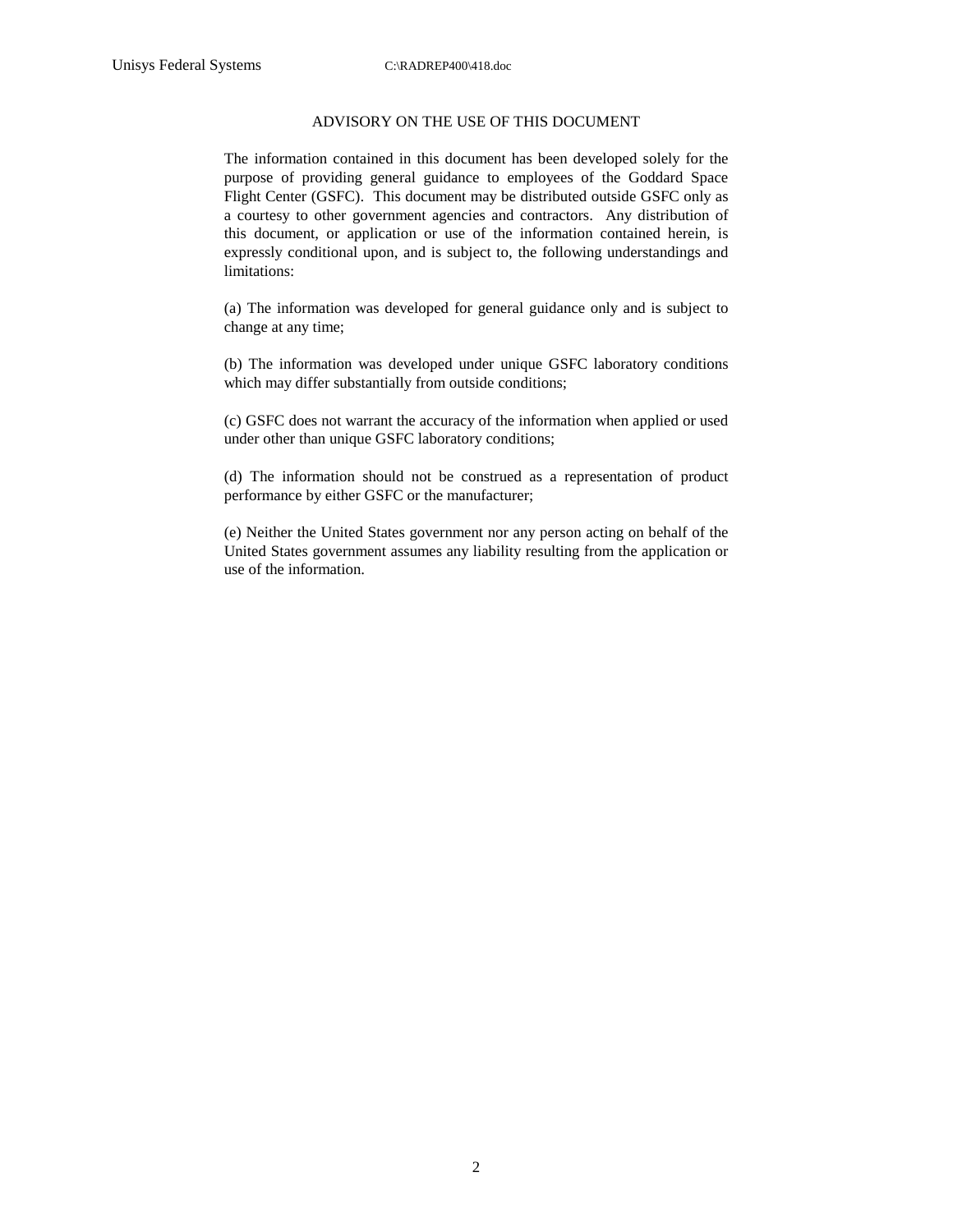## ADVISORY ON THE USE OF THIS DOCUMENT

The information contained in this document has been developed solely for the purpose of providing general guidance to employees of the Goddard Space Flight Center (GSFC). This document may be distributed outside GSFC only as a courtesy to other government agencies and contractors. Any distribution of this document, or application or use of the information contained herein, is expressly conditional upon, and is subject to, the following understandings and limitations:

(a) The information was developed for general guidance only and is subject to change at any time;

(b) The information was developed under unique GSFC laboratory conditions which may differ substantially from outside conditions;

(c) GSFC does not warrant the accuracy of the information when applied or used under other than unique GSFC laboratory conditions;

(d) The information should not be construed as a representation of product performance by either GSFC or the manufacturer;

(e) Neither the United States government nor any person acting on behalf of the United States government assumes any liability resulting from the application or use of the information.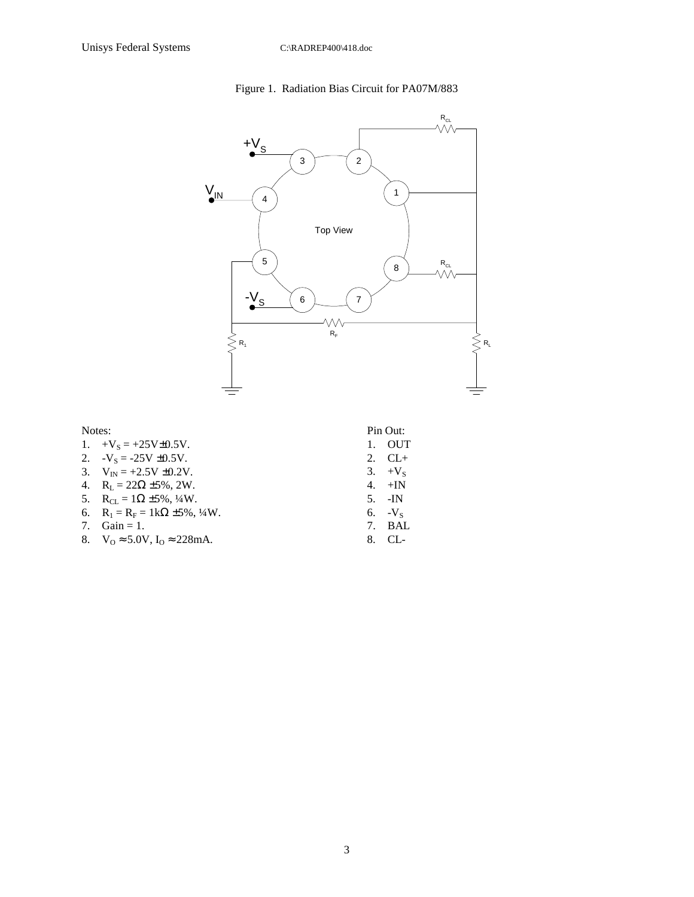Figure 1. Radiation Bias Circuit for PA07M/883

Notes:
1. $+V_S$ = +25V±0.5V.
2. $-V_S$ = -25V ±0.5V.
3. $V_{IN}$ = +2.5V ±0.2V.
4. $R_L$ = 22Ω ±5%, 2W.
5. $R_{CL}$ = 1Ω ±5%, ¼W.
6. $R_1 = R_F$ = 1kΩ ±5%, ¼W.
7. Gain = 1.
8. $V_O \approx 5.0V$, $I_O \approx 228mA$.

Pin Out:
1. OUT
2. CL+
3. $+V_S$
4. +IN
5. -IN
6. $-V_S$
7. BAL
8. CL-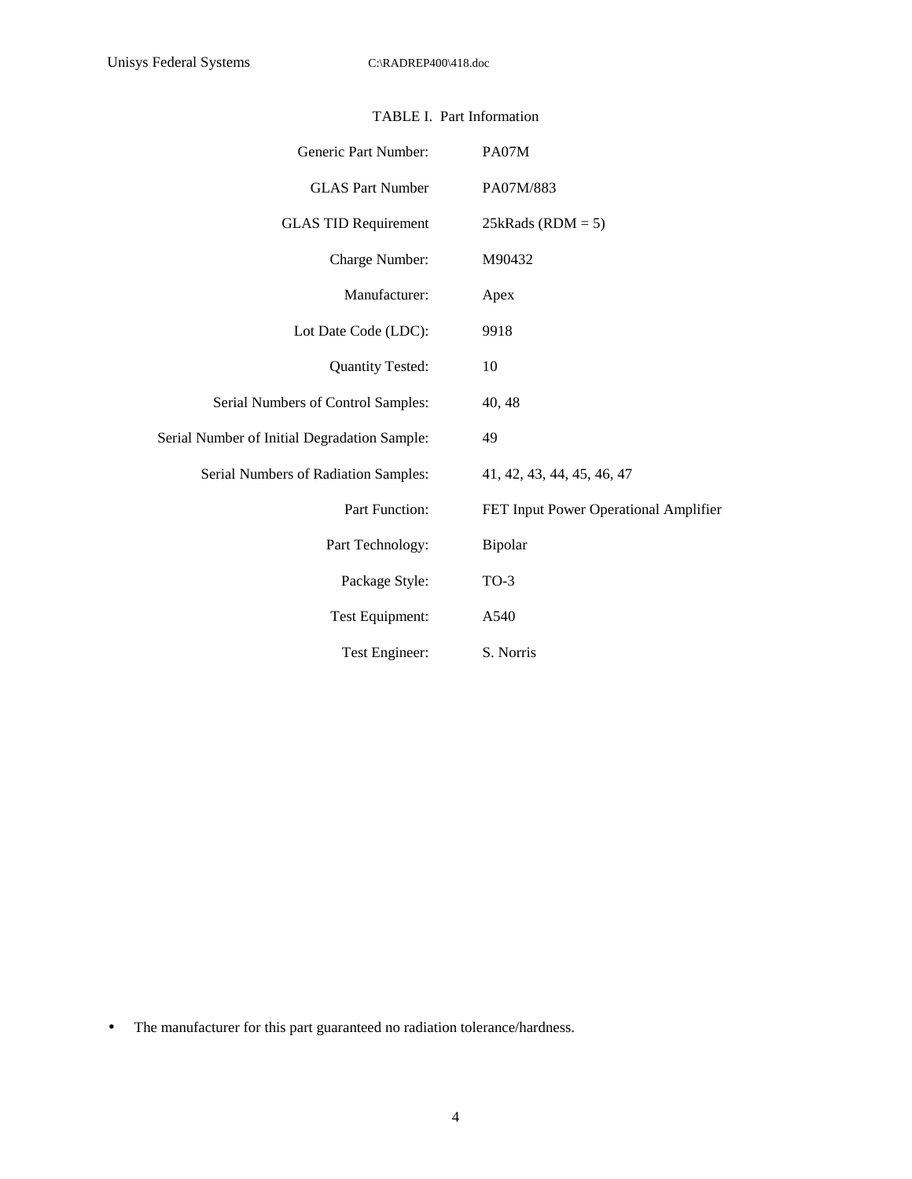TABLE I. Part Information

| | |
|---|---|
| Generic Part Number: | PA07M |
| GLAS Part Number | PA07M/883 |
| GLAS TID Requirement | 25kRads (RDM = 5) |
| Charge Number: | M90432 |
| Manufacturer: | Apex |
| Lot Date Code (LDC): | 9918 |
| Quantity Tested: | 10 |
| Serial Numbers of Control Samples: | 40, 48 |
| Serial Number of Initial Degradation Sample: | 49 |
| Serial Numbers of Radiation Samples: | 41, 42, 43, 44, 45, 46, 47 |
| Part Function: | FET Input Power Operational Amplifier |
| Part Technology: | Bipolar |
| Package Style: | TO-3 |
| Test Equipment: | A540 |
| Test Engineer: | S. Norris |

- The manufacturer for this part guaranteed no radiation tolerance/hardness.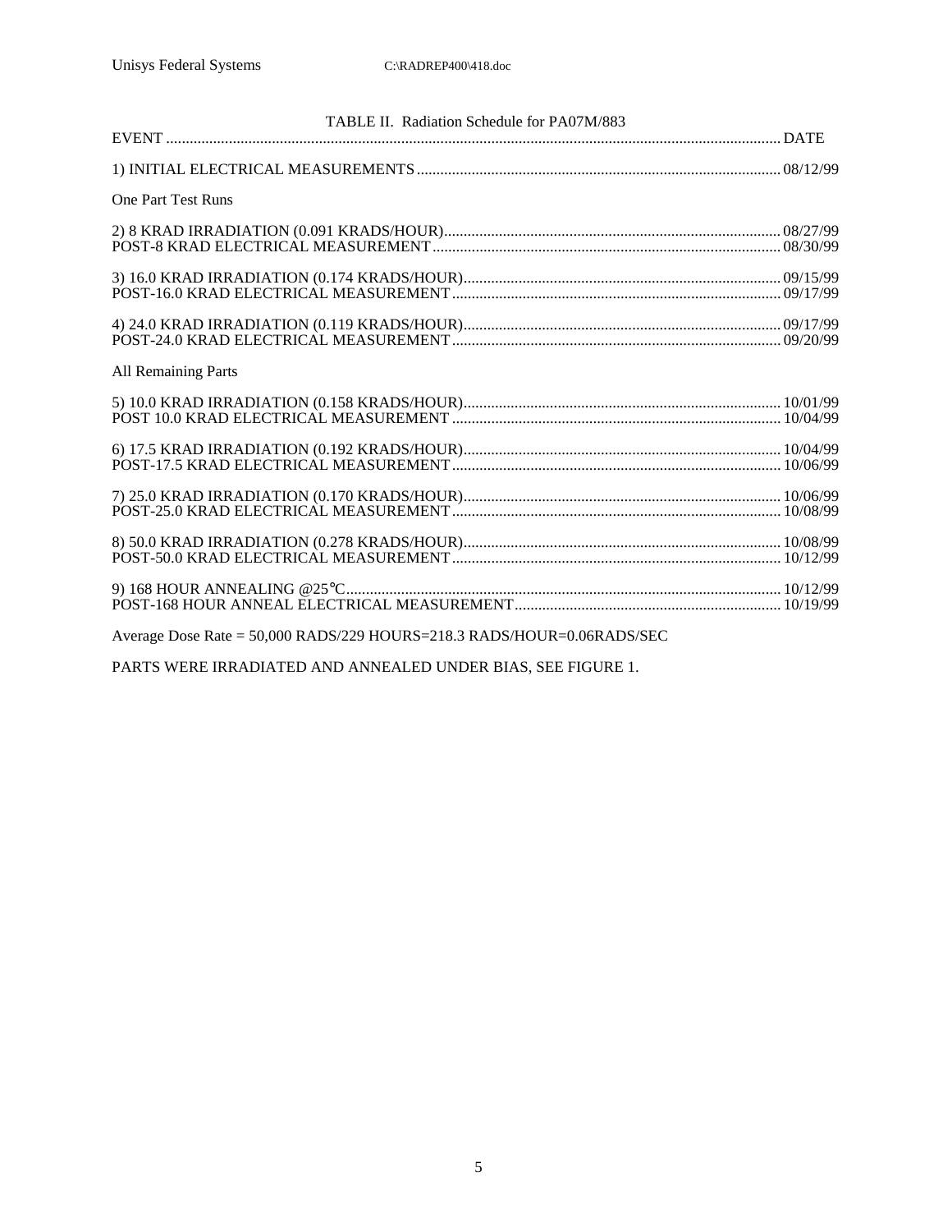TABLE II. Radiation Schedule for PA07M/883

| EVENT | DATE |
|---|---|
| 1) INITIAL ELECTRICAL MEASUREMENTS | 08/12/99 |
| **One Part Test Runs** | |
| 2) 8 KRAD IRRADIATION (0.091 KRADS/HOUR) | 08/27/99 |
| POST-8 KRAD ELECTRICAL MEASUREMENT | 08/30/99 |
| 3) 16.0 KRAD IRRADIATION (0.174 KRADS/HOUR) | 09/15/99 |
| POST-16.0 KRAD ELECTRICAL MEASUREMENT | 09/17/99 |
| 4) 24.0 KRAD IRRADIATION (0.119 KRADS/HOUR) | 09/17/99 |
| POST-24.0 KRAD ELECTRICAL MEASUREMENT | 09/20/99 |
| **All Remaining Parts** | |
| 5) 10.0 KRAD IRRADIATION (0.158 KRADS/HOUR) | 10/01/99 |
| POST 10.0 KRAD ELECTRICAL MEASUREMENT | 10/04/99 |
| 6) 17.5 KRAD IRRADIATION (0.192 KRADS/HOUR) | 10/04/99 |
| POST-17.5 KRAD ELECTRICAL MEASUREMENT | 10/06/99 |
| 7) 25.0 KRAD IRRADIATION (0.170 KRADS/HOUR) | 10/06/99 |
| POST-25.0 KRAD ELECTRICAL MEASUREMENT | 10/08/99 |
| 8) 50.0 KRAD IRRADIATION (0.278 KRADS/HOUR) | 10/08/99 |
| POST-50.0 KRAD ELECTRICAL MEASUREMENT | 10/12/99 |
| 9) 168 HOUR ANNEALING @25°C | 10/12/99 |
| POST-168 HOUR ANNEAL ELECTRICAL MEASUREMENT | 10/19/99 |

Average Dose Rate = 50,000 RADS/229 HOURS=218.3 RADS/HOUR=0.06RADS/SEC

PARTS WERE IRRADIATED AND ANNEALED UNDER BIAS, SEE FIGURE 1.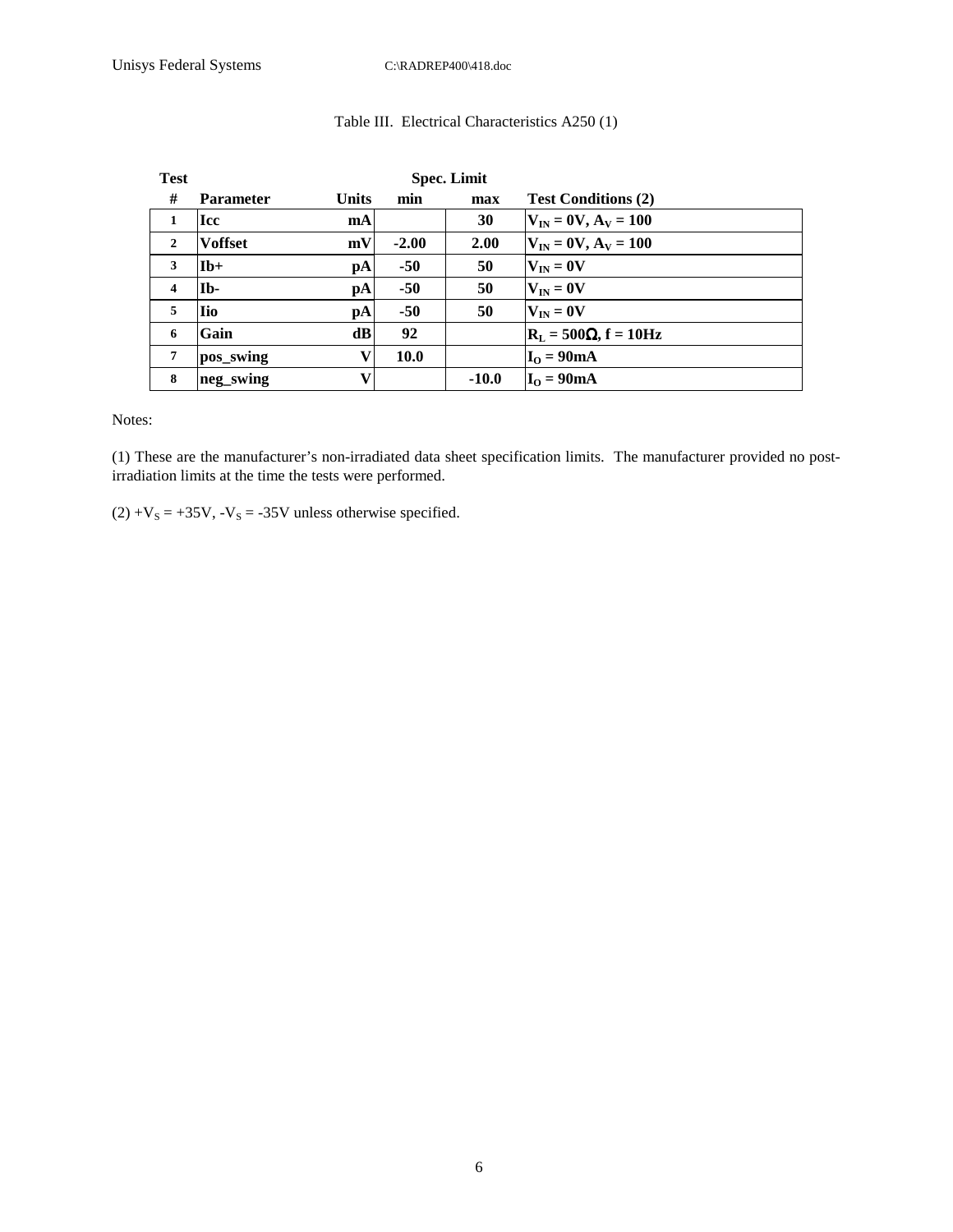Table III. Electrical Characteristics A250 (1)

| Test # | Parameter | Units | Spec. Limit min | Spec. Limit max | Test Conditions (2) |
|---|---|---|---|---|---|
| 1 | Icc | mA | | 30 | $V_{IN}$ = 0V, $A_V$ = 100 |
| 2 | Voffset | mV | -2.00 | 2.00 | $V_{IN}$ = 0V, $A_V$ = 100 |
| 3 | Ib+ | pA | -50 | 50 | $V_{IN}$ = 0V |
| 4 | Ib- | pA | -50 | 50 | $V_{IN}$ = 0V |
| 5 | Iio | pA | -50 | 50 | $V_{IN}$ = 0V |
| 6 | Gain | dB | 92 | | $R_L$ = 500Ω, f = 10Hz |
| 7 | pos_swing | V | 10.0 | | $I_O$ = 90mA |
| 8 | neg_swing | V | | -10.0 | $I_O$ = 90mA |

Notes:

(1) These are the manufacturer's non-irradiated data sheet specification limits. The manufacturer provided no post-irradiation limits at the time the tests were performed.

(2) $+V_S$ = +35V, $-V_S$ = -35V unless otherwise specified.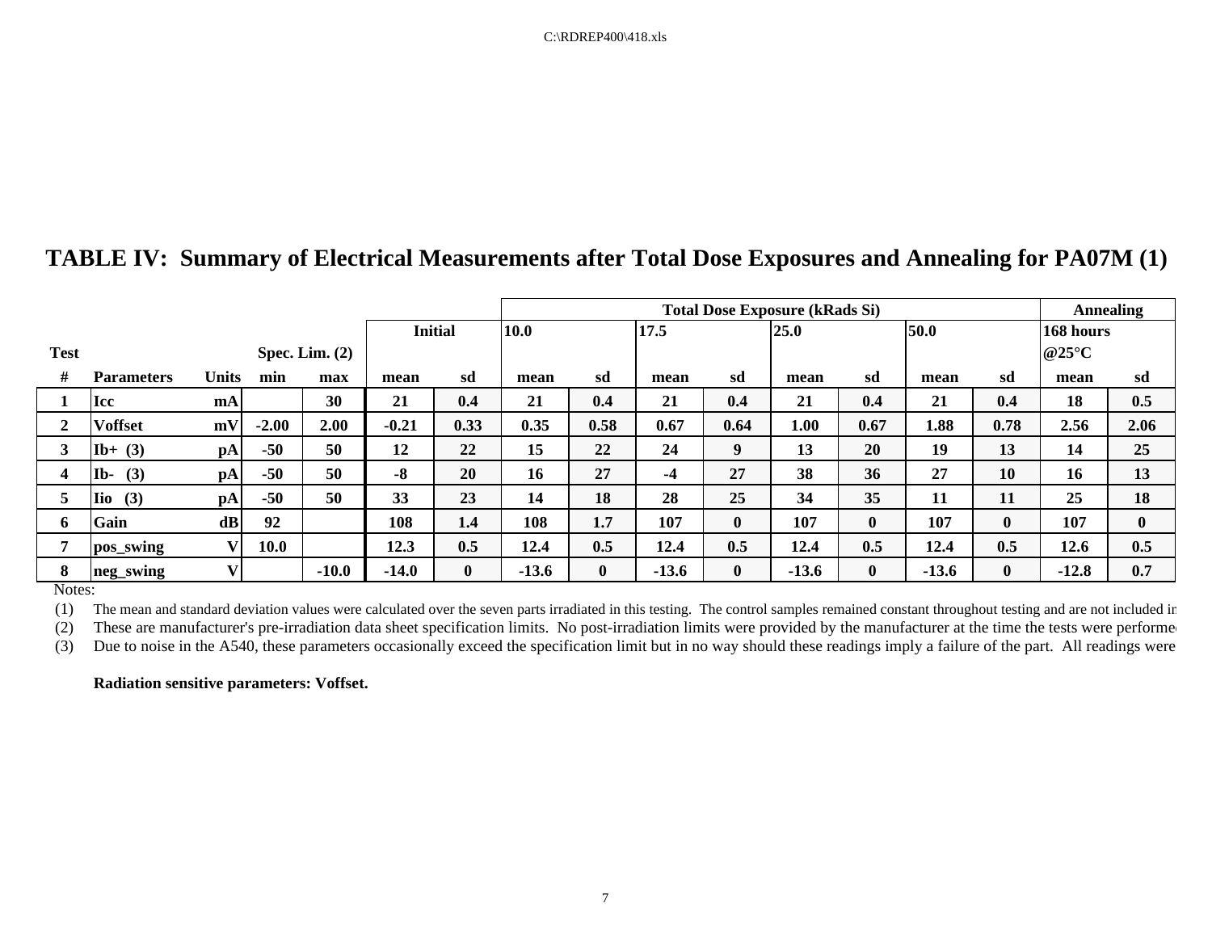C:\RDREP400\418.xls

# TABLE IV: Summary of Electrical Measurements after Total Dose Exposures and Annealing for PA07M (1)

| Test | | | Spec. Lim. (2) | | Initial | | Total Dose Exposure (kRads Si) | | | | | | | | Annealing | |
|---|---|---|---|---|---|---|---|---|---|---|---|---|---|---|---|---|
| | | | | | | | 10.0 | | 17.5 | | 25.0 | | 50.0 | | 168 hours @25°C | |
| # | Parameters | Units | min | max | mean | sd | mean | sd | mean | sd | mean | sd | mean | sd | mean | sd |
| 1 | Icc | mA | | 30 | 21 | 0.4 | 21 | 0.4 | 21 | 0.4 | 21 | 0.4 | 21 | 0.4 | 18 | 0.5 |
| 2 | Voffset | mV | -2.00 | 2.00 | -0.21 | 0.33 | 0.35 | 0.58 | 0.67 | 0.64 | 1.00 | 0.67 | 1.88 | 0.78 | 2.56 | 2.06 |
| 3 | Ib+ (3) | pA | -50 | 50 | 12 | 22 | 15 | 22 | 24 | 9 | 13 | 20 | 19 | 13 | 14 | 25 |
| 4 | Ib- (3) | pA | -50 | 50 | -8 | 20 | 16 | 27 | -4 | 27 | 38 | 36 | 27 | 10 | 16 | 13 |
| 5 | Iio (3) | pA | -50 | 50 | 33 | 23 | 14 | 18 | 28 | 25 | 34 | 35 | 11 | 11 | 25 | 18 |
| 6 | Gain | dB | 92 | | 108 | 1.4 | 108 | 1.7 | 107 | 0 | 107 | 0 | 107 | 0 | 107 | 0 |
| 7 | pos_swing | V | 10.0 | | 12.3 | 0.5 | 12.4 | 0.5 | 12.4 | 0.5 | 12.4 | 0.5 | 12.4 | 0.5 | 12.6 | 0.5 |
| 8 | neg_swing | V | | -10.0 | -14.0 | 0 | -13.6 | 0 | -13.6 | 0 | -13.6 | 0 | -13.6 | 0 | -12.8 | 0.7 |

Notes:

(1) The mean and standard deviation values were calculated over the seven parts irradiated in this testing. The control samples remained constant throughout testing and are not included ir

(2) These are manufacturer's pre-irradiation data sheet specification limits. No post-irradiation limits were provided by the manufacturer at the time the tests were performe

(3) Due to noise in the A540, these parameters occasionally exceed the specification limit but in no way should these readings imply a failure of the part. All readings were

**Radiation sensitive parameters: Voffset.**